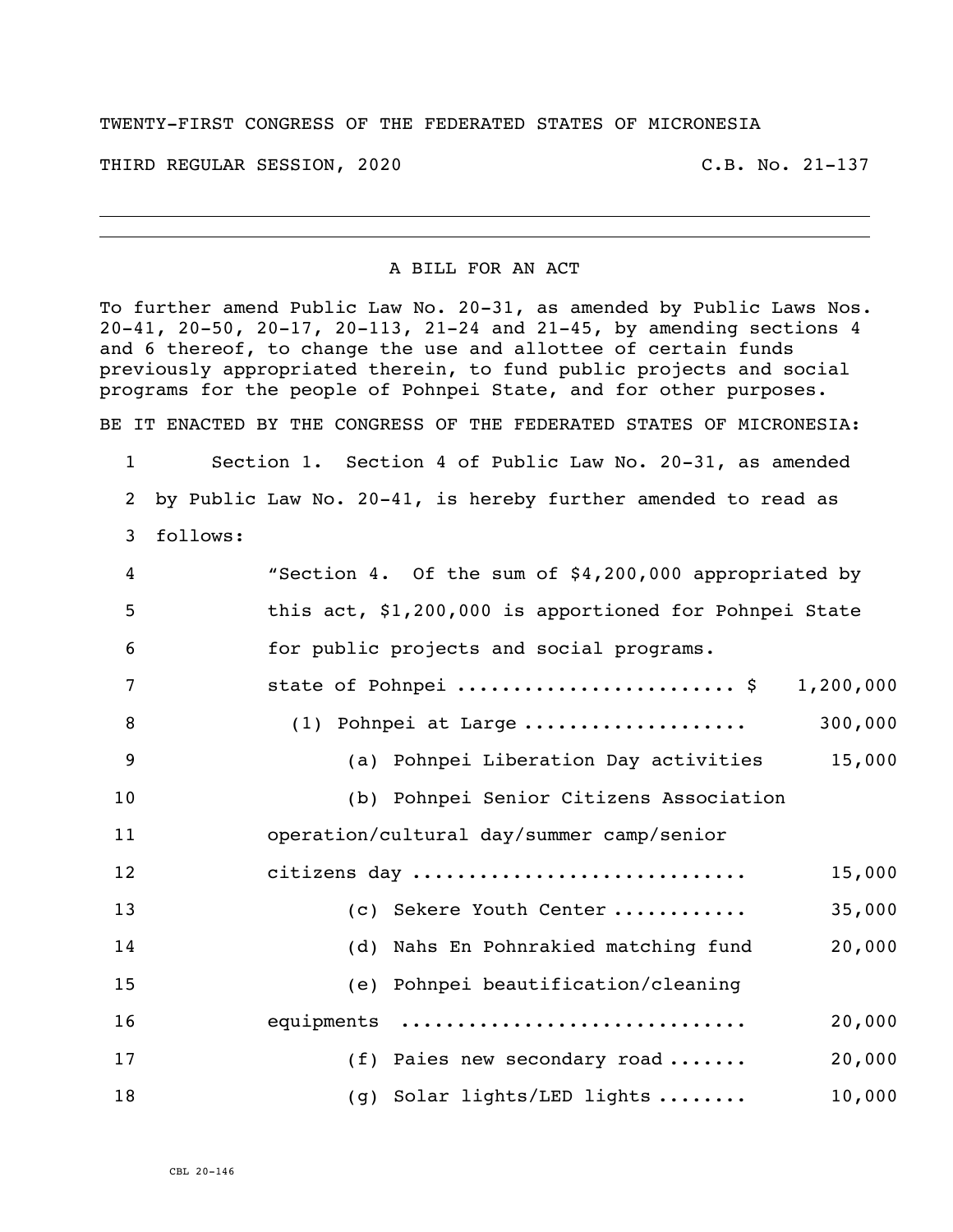TWENTY-FIRST CONGRESS OF THE FEDERATED STATES OF MICRONESIA

THIRD REGULAR SESSION, 2020 C.B. No. 21-137

---

A BILL FOR AN ACT

To further amend Public Law No. 20-31, as amended by Public Laws Nos. 20-41, 20-50, 20-17, 20-113, 21-24 and 21-45, by amending sections 4 and 6 thereof, to change the use and allottee of certain funds previously appropriated therein, to fund public projects and social programs for the people of Pohnpei State, and for other purposes.

BE IT ENACTED BY THE CONGRESS OF THE FEDERATED STATES OF MICRONESIA:

1 Section 1. Section 4 of Public Law No. 20-31, as amended
2 by Public Law No. 20-41, is hereby further amended to read as
3 follows:

4 "Section 4. Of the sum of $4,200,000 appropriated by
5 this act, $1,200,000 is apportioned for Pohnpei State
6 for public projects and social programs.

| | | |
|---|---|---|
| 7 | state of Pohnpei ........................ $ | 1,200,000 |
| 8 | (1) Pohnpei at Large .................... | 300,000 |
| 9 | (a) Pohnpei Liberation Day activities | 15,000 |
| 10 | (b) Pohnpei Senior Citizens Association | |
| 11 | operation/cultural day/summer camp/senior | |
| 12 | citizens day ............................. | 15,000 |
| 13 | (c) Sekere Youth Center ............ | 35,000 |
| 14 | (d) Nahs En Pohnrakied matching fund | 20,000 |
| 15 | (e) Pohnpei beautification/cleaning | |
| 16 | equipments .............................. | 20,000 |
| 17 | (f) Paies new secondary road ....... | 20,000 |
| 18 | (g) Solar lights/LED lights ........ | 10,000 |

CBL 20-146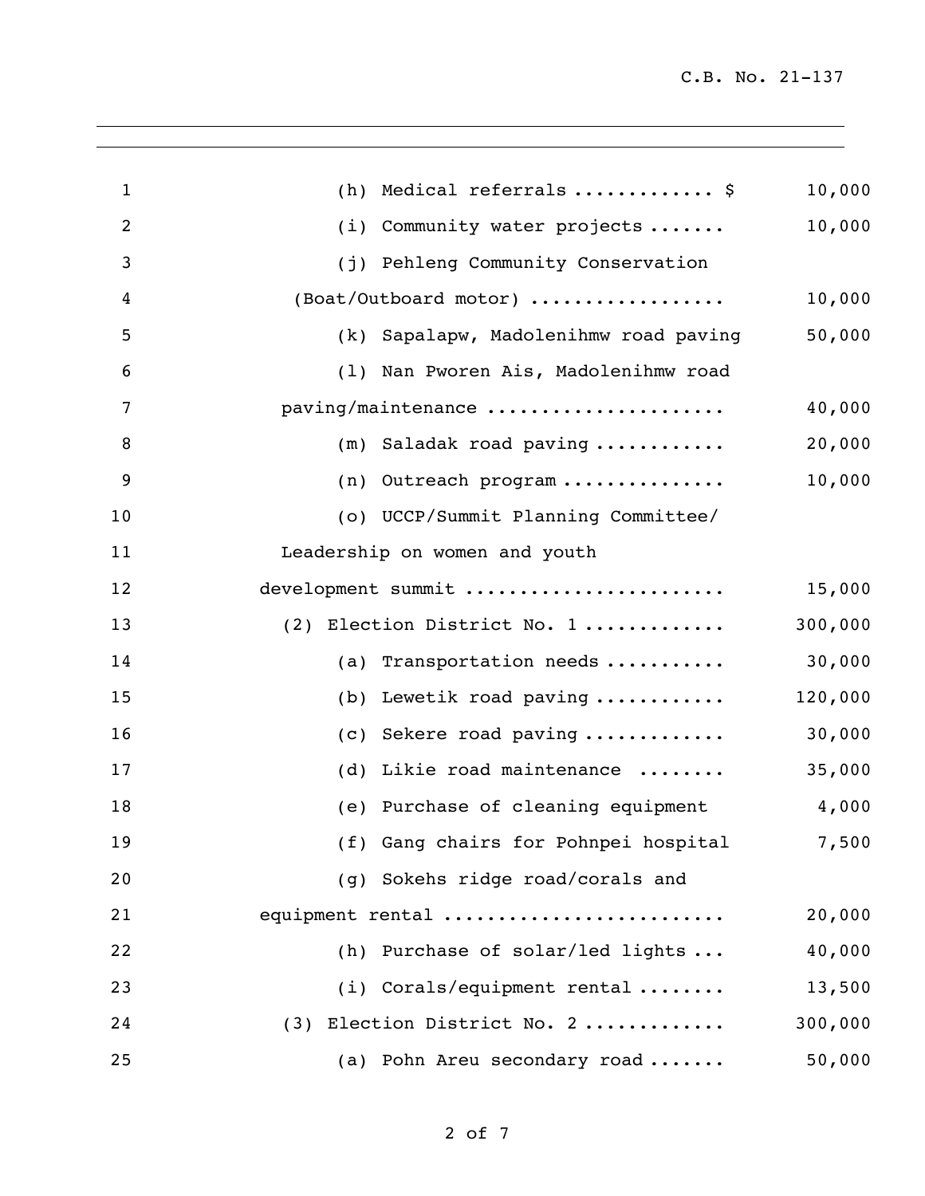(h) Medical referrals ............ $ 10,000

(i) Community water projects ....... 10,000

(j) Pehleng Community Conservation (Boat/Outboard motor) ................. 10,000

(k) Sapalapw, Madolenihmw road paving 50,000

(l) Nan Pworen Ais, Madolenihmw road paving/maintenance ..................... 40,000

(m) Saladak road paving ........... 20,000

(n) Outreach program .............. 10,000

(o) UCCP/Summit Planning Committee/ Leadership on women and youth development summit ....................... 15,000

(2) Election District No. 1 ............ 300,000

(a) Transportation needs .......... 30,000

(b) Lewetik road paving ........... 120,000

(c) Sekere road paving ............ 30,000

(d) Likie road maintenance ........ 35,000

(e) Purchase of cleaning equipment 4,000

(f) Gang chairs for Pohnpei hospital 7,500

(g) Sokehs ridge road/corals and equipment rental ......................... 20,000

(h) Purchase of solar/led lights ... 40,000

(i) Corals/equipment rental ........ 13,500

(3) Election District No. 2 ............ 300,000

(a) Pohn Areu secondary road ....... 50,000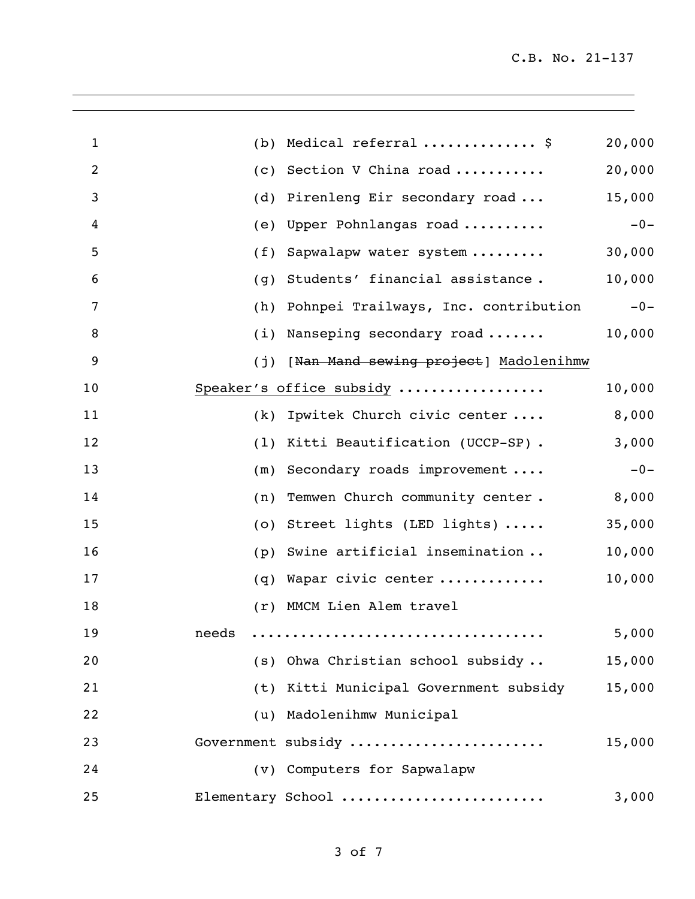1 (b) Medical referral ............. $ 20,000

2 (c) Section V China road .......... 20,000

3 (d) Pirenleng Eir secondary road ... 15,000

4 (e) Upper Pohnlangas road ......... -0-

5 (f) Sapwalapw water system ......... 30,000

6 (g) Students' financial assistance . 10,000

7 (h) Pohnpei Trailways, Inc. contribution -0-

8 (i) Nanseping secondary road ....... 10,000

9 (j) [~~Nan Mand sewing project~~] <u>Madolenihmw</u>

10 <u>Speaker's office subsidy</u> ................. 10,000

11 (k) Ipwitek Church civic center .... 8,000

12 (l) Kitti Beautification (UCCP-SP) . 3,000

13 (m) Secondary roads improvement .... -0-

14 (n) Temwen Church community center . 8,000

15 (o) Street lights (LED lights) ..... 35,000

16 (p) Swine artificial insemination .. 10,000

17 (q) Wapar civic center ............ 10,000

18 (r) MMCM Lien Alem travel

19 needs .................................. 5,000

20 (s) Ohwa Christian school subsidy .. 15,000

21 (t) Kitti Municipal Government subsidy 15,000

22 (u) Madolenihmw Municipal

23 Government subsidy ...................... 15,000

24 (v) Computers for Sapwalapw

25 Elementary School ........................ 3,000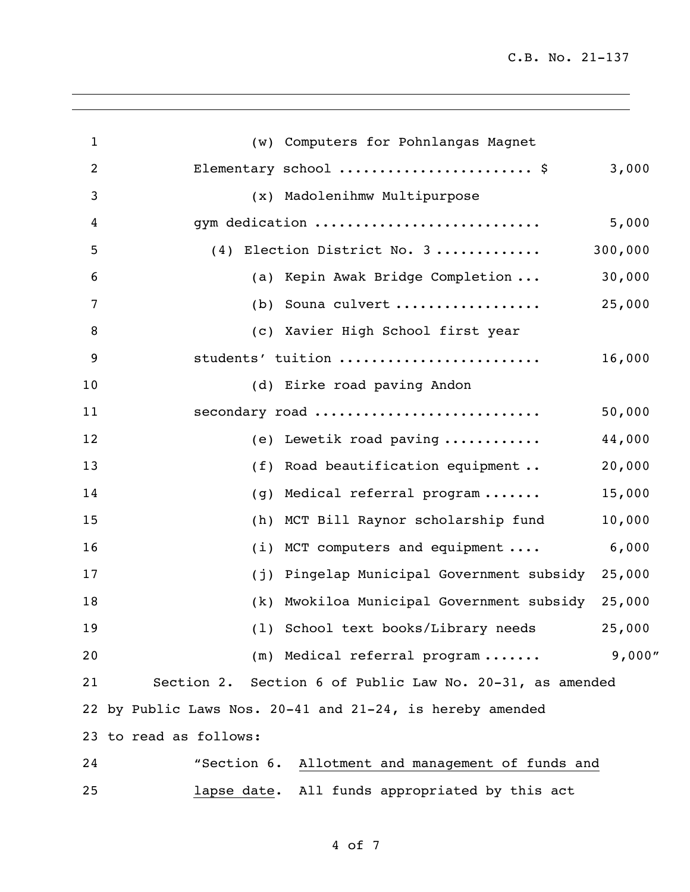(w) Computers for Pohnlangas Magnet Elementary school ....................... $ 3,000

(x) Madolenihmw Multipurpose gym dedication ........................... 5,000

(4) Election District No. 3 ............ 300,000

(a) Kepin Awak Bridge Completion ... 30,000

(b) Souna culvert ................. 25,000

(c) Xavier High School first year students' tuition ........................ 16,000

(d) Eirke road paving Andon secondary road ........................... 50,000

(e) Lewetik road paving ........... 44,000

(f) Road beautification equipment .. 20,000

(g) Medical referral program ....... 15,000

(h) MCT Bill Raynor scholarship fund 10,000

(i) MCT computers and equipment .... 6,000

(j) Pingelap Municipal Government subsidy 25,000

(k) Mwokiloa Municipal Government subsidy 25,000

(l) School text books/Library needs 25,000

(m) Medical referral program ....... 9,000"

Section 2. Section 6 of Public Law No. 20-31, as amended by Public Laws Nos. 20-41 and 21-24, is hereby amended to read as follows:

"Section 6. Allotment and management of funds and lapse date. All funds appropriated by this act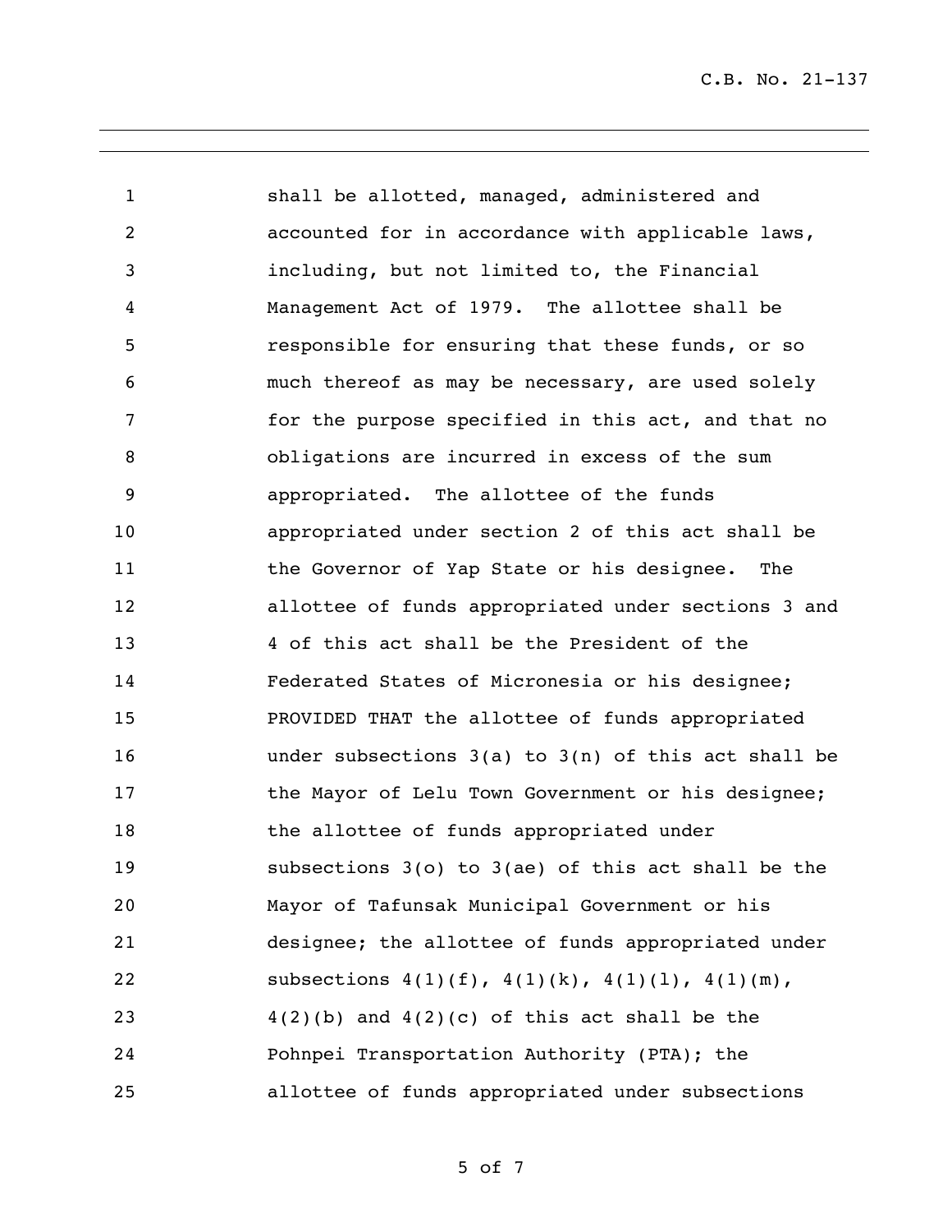shall be allotted, managed, administered and accounted for in accordance with applicable laws, including, but not limited to, the Financial Management Act of 1979. The allottee shall be responsible for ensuring that these funds, or so much thereof as may be necessary, are used solely for the purpose specified in this act, and that no obligations are incurred in excess of the sum appropriated. The allottee of the funds appropriated under section 2 of this act shall be the Governor of Yap State or his designee. The allottee of funds appropriated under sections 3 and 4 of this act shall be the President of the Federated States of Micronesia or his designee; PROVIDED THAT the allottee of funds appropriated under subsections 3(a) to 3(n) of this act shall be the Mayor of Lelu Town Government or his designee; the allottee of funds appropriated under subsections 3(o) to 3(ae) of this act shall be the Mayor of Tafunsak Municipal Government or his designee; the allottee of funds appropriated under subsections 4(1)(f), 4(1)(k), 4(1)(l), 4(1)(m), 4(2)(b) and 4(2)(c) of this act shall be the Pohnpei Transportation Authority (PTA); the allottee of funds appropriated under subsections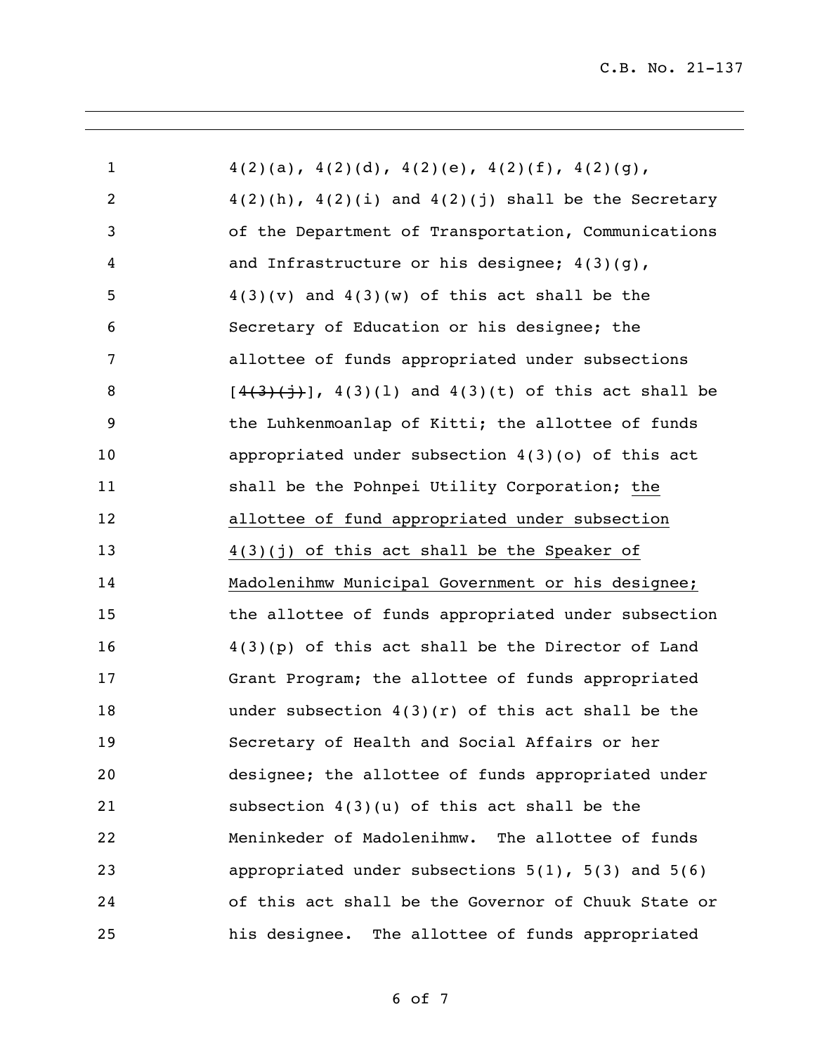4(2)(a), 4(2)(d), 4(2)(e), 4(2)(f), 4(2)(g), 4(2)(h), 4(2)(i) and 4(2)(j) shall be the Secretary of the Department of Transportation, Communications and Infrastructure or his designee; 4(3)(g), 4(3)(v) and 4(3)(w) of this act shall be the Secretary of Education or his designee; the allottee of funds appropriated under subsections [~~4(3)(j)~~], 4(3)(l) and 4(3)(t) of this act shall be the Luhkenmoanlap of Kitti; the allottee of funds appropriated under subsection 4(3)(o) of this act shall be the Pohnpei Utility Corporation; <u>the allottee of fund appropriated under subsection 4(3)(j) of this act shall be the Speaker of Madolenihmw Municipal Government or his designee;</u> the allottee of funds appropriated under subsection 4(3)(p) of this act shall be the Director of Land Grant Program; the allottee of funds appropriated under subsection 4(3)(r) of this act shall be the Secretary of Health and Social Affairs or her designee; the allottee of funds appropriated under subsection 4(3)(u) of this act shall be the Meninkeder of Madolenihmw. The allottee of funds appropriated under subsections 5(1), 5(3) and 5(6) of this act shall be the Governor of Chuuk State or his designee. The allottee of funds appropriated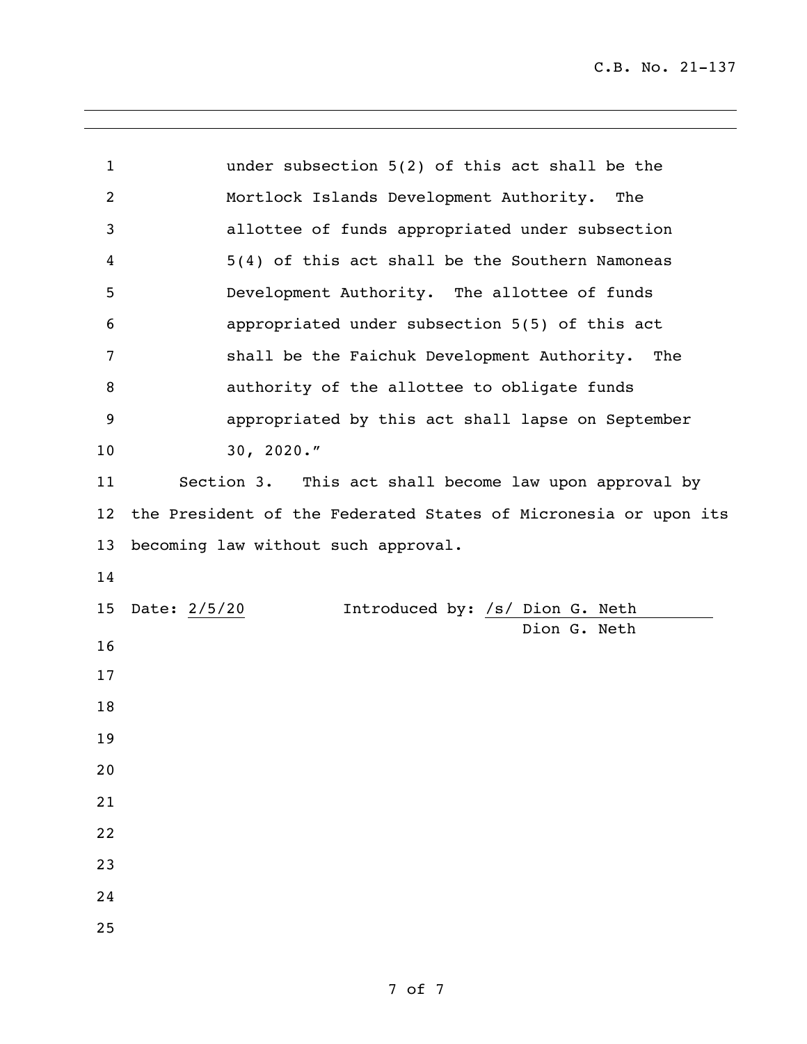under subsection 5(2) of this act shall be the Mortlock Islands Development Authority. The allottee of funds appropriated under subsection 5(4) of this act shall be the Southern Namoneas Development Authority. The allottee of funds appropriated under subsection 5(5) of this act shall be the Faichuk Development Authority. The authority of the allottee to obligate funds appropriated by this act shall lapse on September 30, 2020."

Section 3. This act shall become law upon approval by the President of the Federated States of Micronesia or upon its becoming law without such approval.

Date: 2/5/20

Introduced by: /s/ Dion G. Neth
Dion G. Neth